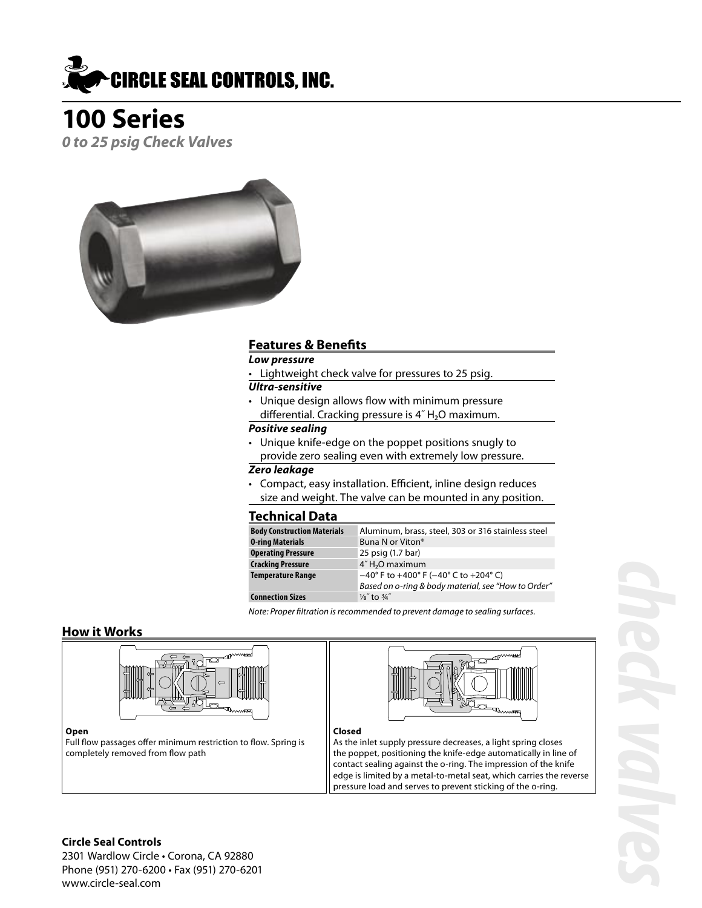CIRCLE SEAL CONTROLS, INC.

# 100 Series

***0 to 25 psig Check Valves***

## Features & Benefits

***Low pressure***

- Lightweight check valve for pressures to 25 psig.

***Ultra-sensitive***

- Unique design allows flow with minimum pressure differential. Cracking pressure is 4″ $H_2O$ maximum.

***Positive sealing***

- Unique knife-edge on the poppet positions snugly to provide zero sealing even with extremely low pressure.

***Zero leakage***

- Compact, easy installation. Efficient, inline design reduces size and weight. The valve can be mounted in any position.

## Technical Data

| | |
|---|---|
| **Body Construction Materials** | Aluminum, brass, steel, 303 or 316 stainless steel |
| **O-ring Materials** | Buna N or Viton® |
| **Operating Pressure** | 25 psig (1.7 bar) |
| **Cracking Pressure** | 4″ $H_2O$ maximum |
| **Temperature Range** | −40° F to +400° F (−40° C to +204° C) *Based on o-ring & body material, see "How to Order"* |
| **Connection Sizes** | ⅛″ to ¾″ |

*Note: Proper filtration is recommended to prevent damage to sealing surfaces.*

## How it Works

**Open**

Full flow passages offer minimum restriction to flow. Spring is completely removed from flow path

**Closed**

As the inlet supply pressure decreases, a light spring closes the poppet, positioning the knife-edge automatically in line of contact sealing against the o-ring. The impression of the knife edge is limited by a metal-to-metal seat, which carries the reverse pressure load and serves to prevent sticking of the o-ring.

**Circle Seal Controls**

2301 Wardlow Circle • Corona, CA 92880
Phone (951) 270-6200 • Fax (951) 270-6201
www.circle-seal.com

check valves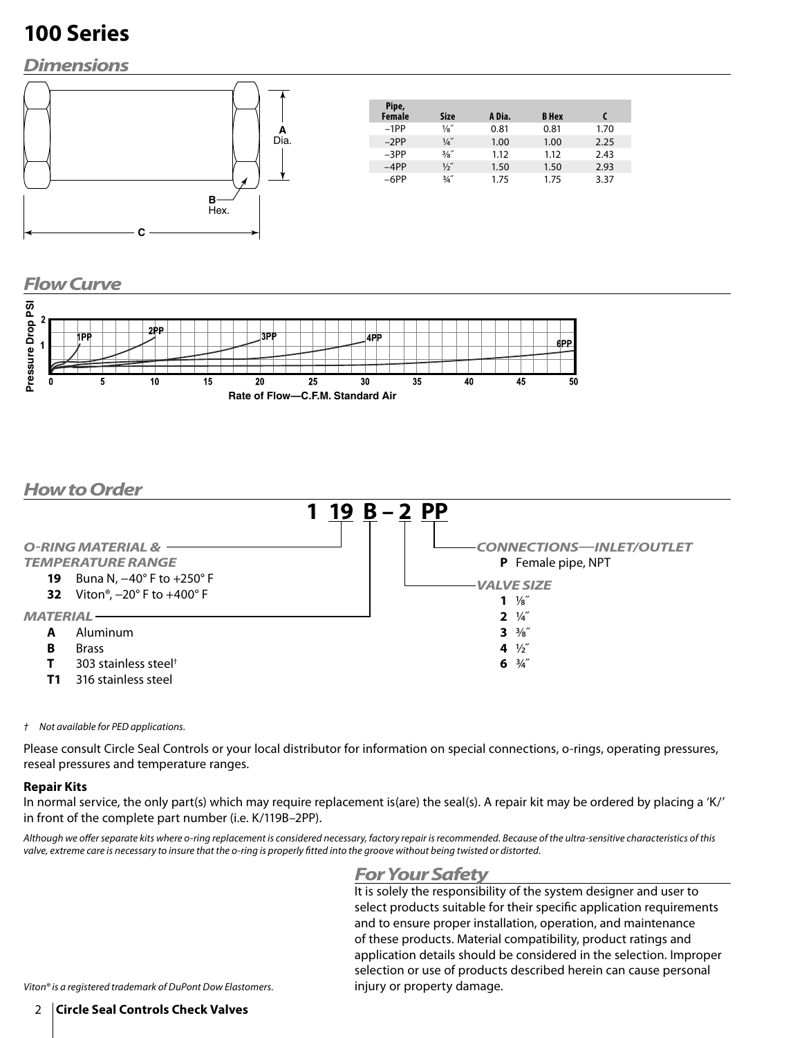# 100 Series

## Dimensions

A
Dia.

B
Hex.

C

| Pipe, Female | Size | A Dia. | B Hex | C |
|---|---|---|---|---|
| –1PP | ⅛″ | 0.81 | 0.81 | 1.70 |
| –2PP | ¼″ | 1.00 | 1.00 | 2.25 |
| –3PP | ⅜″ | 1.12 | 1.12 | 2.43 |
| –4PP | ½″ | 1.50 | 1.50 | 2.93 |
| –6PP | ¾″ | 1.75 | 1.75 | 3.37 |

## Flow Curve

Pressure Drop PSI

2
1

1PP
2PP
3PP
4PP
6PP

0 5 10 15 20 25 30 35 40 45 50

Rate of Flow—C.F.M. Standard Air

## How to Order

**1 19 B – 2 PP**

***O-RING MATERIAL & TEMPERATURE RANGE***

- **19** Buna N, −40° F to +250° F
- **32** Viton®, –20° F to +400° F

***MATERIAL***

- **A** Aluminum
- **B** Brass
- **T** 303 stainless steel†
- **T1** 316 stainless steel

***CONNECTIONS—INLET/OUTLET***

- **P** Female pipe, NPT

***VALVE SIZE***

- **1** ⅛″
- **2** ¼″
- **3** ⅜″
- **4** ½″
- **6** ¾″

*† Not available for PED applications.*

Please consult Circle Seal Controls or your local distributor for information on special connections, o-rings, operating pressures, reseal pressures and temperature ranges.

**Repair Kits**

In normal service, the only part(s) which may require replacement is(are) the seal(s). A repair kit may be ordered by placing a 'K/' in front of the complete part number (i.e. K/119B–2PP).

*Although we offer separate kits where o-ring replacement is considered necessary, factory repair is recommended. Because of the ultra-sensitive characteristics of this valve, extreme care is necessary to insure that the o-ring is properly fitted into the groove without being twisted or distorted.*

## For Your Safety

It is solely the responsibility of the system designer and user to select products suitable for their specific application requirements and to ensure proper installation, operation, and maintenance of these products. Material compatibility, product ratings and application details should be considered in the selection. Improper selection or use of products described herein can cause personal injury or property damage.

*Viton® is a registered trademark of DuPont Dow Elastomers.*